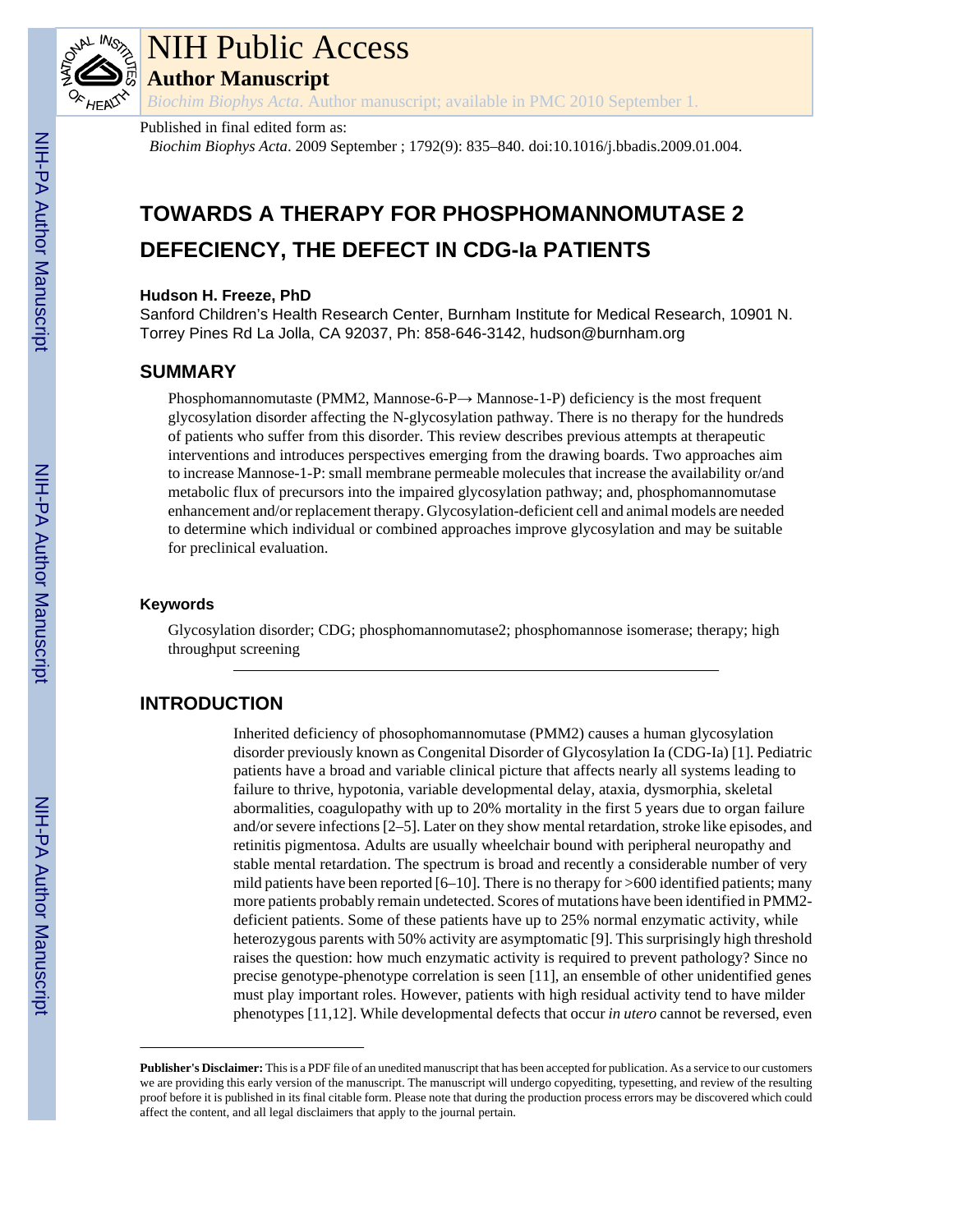# TOWARDS A THERAPY FOR PHOSPHOMANNOMUTASE 2 DEFECIENCY, THE DEFECT IN CDG-Ia PATIENTS

**Hudson H. Freeze, PhD**

Sanford Children's Health Research Center, Burnham Institute for Medical Research, 10901 N. Torrey Pines Rd La Jolla, CA 92037, Ph: 858-646-3142, hudson@burnham.org

## SUMMARY

Phosphomannomutaste (PMM2, Mannose-6-P→ Mannose-1-P) deficiency is the most frequent glycosylation disorder affecting the N-glycosylation pathway. There is no therapy for the hundreds of patients who suffer from this disorder. This review describes previous attempts at therapeutic interventions and introduces perspectives emerging from the drawing boards. Two approaches aim to increase Mannose-1-P: small membrane permeable molecules that increase the availability or/and metabolic flux of precursors into the impaired glycosylation pathway; and, phosphomannomutase enhancement and/or replacement therapy. Glycosylation-deficient cell and animal models are needed to determine which individual or combined approaches improve glycosylation and may be suitable for preclinical evaluation.

### Keywords

Glycosylation disorder; CDG; phosphomannomutase2; phosphomannose isomerase; therapy; high throughput screening

## INTRODUCTION

Inherited deficiency of phosophomannomutase (PMM2) causes a human glycosylation disorder previously known as Congenital Disorder of Glycosylation Ia (CDG-Ia) [1]. Pediatric patients have a broad and variable clinical picture that affects nearly all systems leading to failure to thrive, hypotonia, variable developmental delay, ataxia, dysmorphia, skeletal abormalities, coagulopathy with up to 20% mortality in the first 5 years due to organ failure and/or severe infections [2–5]. Later on they show mental retardation, stroke like episodes, and retinitis pigmentosa. Adults are usually wheelchair bound with peripheral neuropathy and stable mental retardation. The spectrum is broad and recently a considerable number of very mild patients have been reported [6–10]. There is no therapy for >600 identified patients; many more patients probably remain undetected. Scores of mutations have been identified in PMM2-deficient patients. Some of these patients have up to 25% normal enzymatic activity, while heterozygous parents with 50% activity are asymptomatic [9]. This surprisingly high threshold raises the question: how much enzymatic activity is required to prevent pathology? Since no precise genotype-phenotype correlation is seen [11], an ensemble of other unidentified genes must play important roles. However, patients with high residual activity tend to have milder phenotypes [11,12]. While developmental defects that occur *in utero* cannot be reversed, even

**Publisher's Disclaimer:** This is a PDF file of an unedited manuscript that has been accepted for publication. As a service to our customers we are providing this early version of the manuscript. The manuscript will undergo copyediting, typesetting, and review of the resulting proof before it is published in its final citable form. Please note that during the production process errors may be discovered which could affect the content, and all legal disclaimers that apply to the journal pertain.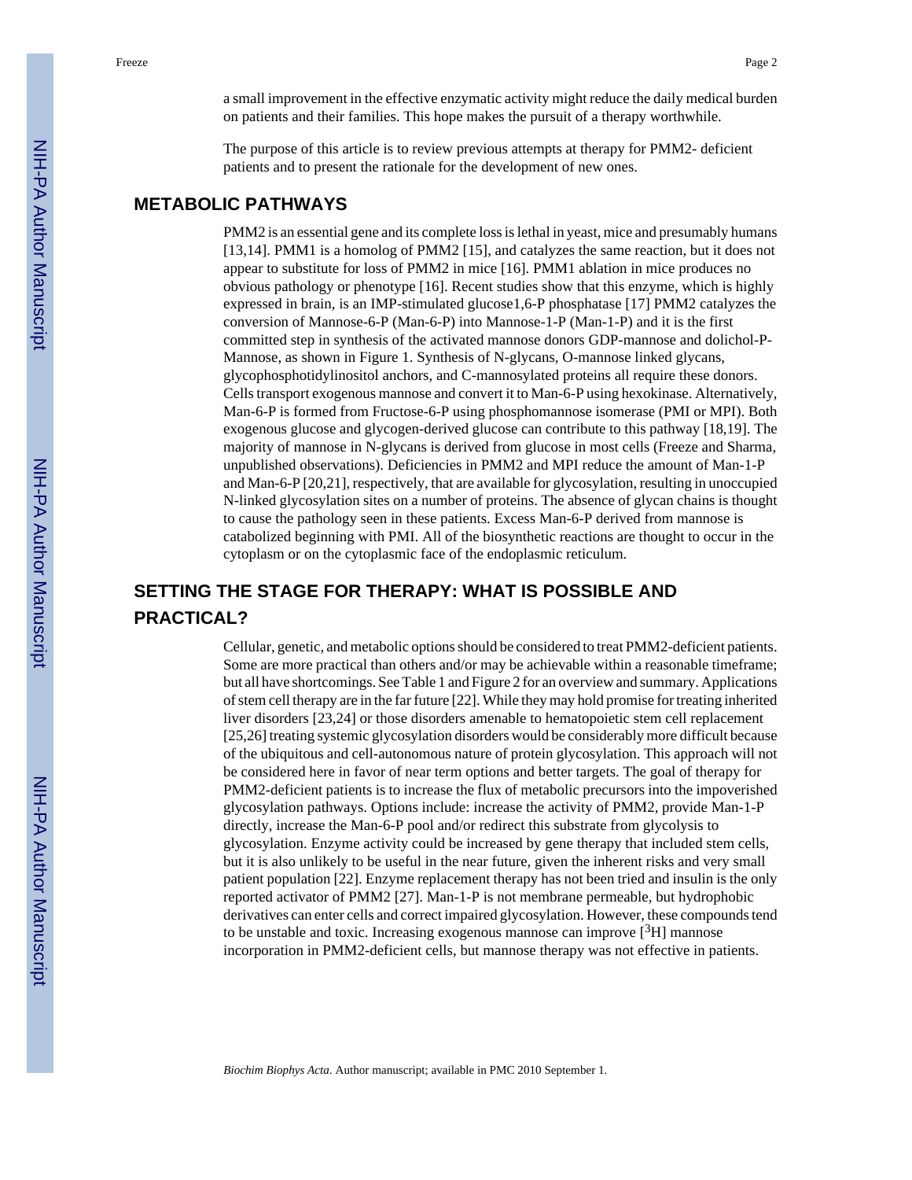a small improvement in the effective enzymatic activity might reduce the daily medical burden on patients and their families. This hope makes the pursuit of a therapy worthwhile.

The purpose of this article is to review previous attempts at therapy for PMM2- deficient patients and to present the rationale for the development of new ones.

## METABOLIC PATHWAYS

PMM2 is an essential gene and its complete loss is lethal in yeast, mice and presumably humans [13,14]. PMM1 is a homolog of PMM2 [15], and catalyzes the same reaction, but it does not appear to substitute for loss of PMM2 in mice [16]. PMM1 ablation in mice produces no obvious pathology or phenotype [16]. Recent studies show that this enzyme, which is highly expressed in brain, is an IMP-stimulated glucose1,6-P phosphatase [17] PMM2 catalyzes the conversion of Mannose-6-P (Man-6-P) into Mannose-1-P (Man-1-P) and it is the first committed step in synthesis of the activated mannose donors GDP-mannose and dolichol-P-Mannose, as shown in Figure 1. Synthesis of N-glycans, O-mannose linked glycans, glycophosphotidylinositol anchors, and C-mannosylated proteins all require these donors. Cells transport exogenous mannose and convert it to Man-6-P using hexokinase. Alternatively, Man-6-P is formed from Fructose-6-P using phosphomannose isomerase (PMI or MPI). Both exogenous glucose and glycogen-derived glucose can contribute to this pathway [18,19]. The majority of mannose in N-glycans is derived from glucose in most cells (Freeze and Sharma, unpublished observations). Deficiencies in PMM2 and MPI reduce the amount of Man-1-P and Man-6-P [20,21], respectively, that are available for glycosylation, resulting in unoccupied N-linked glycosylation sites on a number of proteins. The absence of glycan chains is thought to cause the pathology seen in these patients. Excess Man-6-P derived from mannose is catabolized beginning with PMI. All of the biosynthetic reactions are thought to occur in the cytoplasm or on the cytoplasmic face of the endoplasmic reticulum.

## SETTING THE STAGE FOR THERAPY: WHAT IS POSSIBLE AND PRACTICAL?

Cellular, genetic, and metabolic options should be considered to treat PMM2-deficient patients. Some are more practical than others and/or may be achievable within a reasonable timeframe; but all have shortcomings. See Table 1 and Figure 2 for an overview and summary. Applications of stem cell therapy are in the far future [22]. While they may hold promise for treating inherited liver disorders [23,24] or those disorders amenable to hematopoietic stem cell replacement [25,26] treating systemic glycosylation disorders would be considerably more difficult because of the ubiquitous and cell-autonomous nature of protein glycosylation. This approach will not be considered here in favor of near term options and better targets. The goal of therapy for PMM2-deficient patients is to increase the flux of metabolic precursors into the impoverished glycosylation pathways. Options include: increase the activity of PMM2, provide Man-1-P directly, increase the Man-6-P pool and/or redirect this substrate from glycolysis to glycosylation. Enzyme activity could be increased by gene therapy that included stem cells, but it is also unlikely to be useful in the near future, given the inherent risks and very small patient population [22]. Enzyme replacement therapy has not been tried and insulin is the only reported activator of PMM2 [27]. Man-1-P is not membrane permeable, but hydrophobic derivatives can enter cells and correct impaired glycosylation. However, these compounds tend to be unstable and toxic. Increasing exogenous mannose can improve [$^3$H] mannose incorporation in PMM2-deficient cells, but mannose therapy was not effective in patients.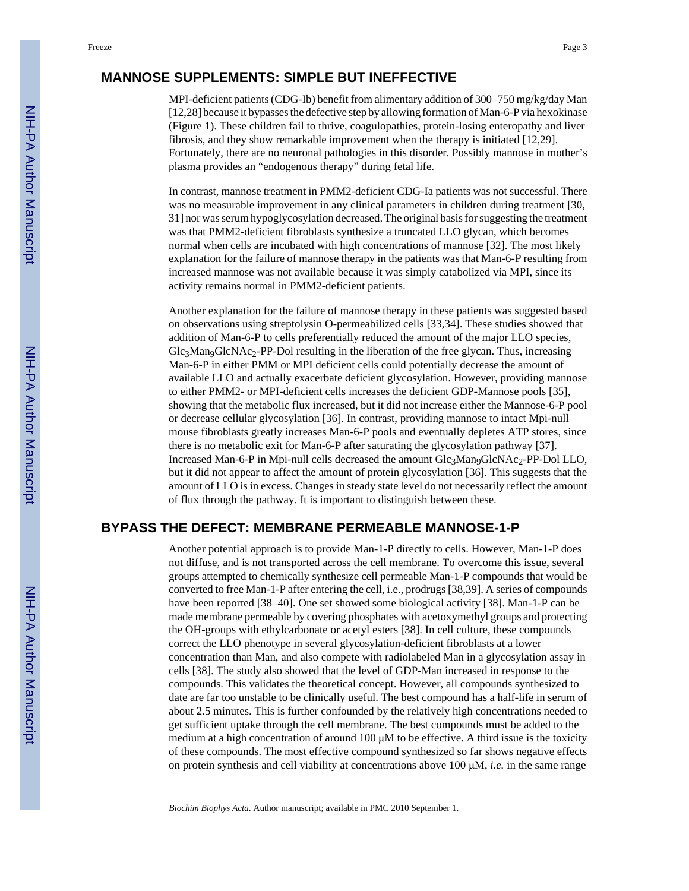## MANNOSE SUPPLEMENTS: SIMPLE BUT INEFFECTIVE

MPI-deficient patients (CDG-Ib) benefit from alimentary addition of 300–750 mg/kg/day Man [12,28] because it bypasses the defective step by allowing formation of Man-6-P via hexokinase (Figure 1). These children fail to thrive, coagulopathies, protein-losing enteropathy and liver fibrosis, and they show remarkable improvement when the therapy is initiated [12,29]. Fortunately, there are no neuronal pathologies in this disorder. Possibly mannose in mother's plasma provides an "endogenous therapy" during fetal life.

In contrast, mannose treatment in PMM2-deficient CDG-Ia patients was not successful. There was no measurable improvement in any clinical parameters in children during treatment [30, 31] nor was serum hypoglycosylation decreased. The original basis for suggesting the treatment was that PMM2-deficient fibroblasts synthesize a truncated LLO glycan, which becomes normal when cells are incubated with high concentrations of mannose [32]. The most likely explanation for the failure of mannose therapy in the patients was that Man-6-P resulting from increased mannose was not available because it was simply catabolized via MPI, since its activity remains normal in PMM2-deficient patients.

Another explanation for the failure of mannose therapy in these patients was suggested based on observations using streptolysin O-permeabilized cells [33,34]. These studies showed that addition of Man-6-P to cells preferentially reduced the amount of the major LLO species, $Glc_3Man_9GlcNAc_2$-PP-Dol resulting in the liberation of the free glycan. Thus, increasing Man-6-P in either PMM or MPI deficient cells could potentially decrease the amount of available LLO and actually exacerbate deficient glycosylation. However, providing mannose to either PMM2- or MPI-deficient cells increases the deficient GDP-Mannose pools [35], showing that the metabolic flux increased, but it did not increase either the Mannose-6-P pool or decrease cellular glycosylation [36]. In contrast, providing mannose to intact Mpi-null mouse fibroblasts greatly increases Man-6-P pools and eventually depletes ATP stores, since there is no metabolic exit for Man-6-P after saturating the glycosylation pathway [37]. Increased Man-6-P in Mpi-null cells decreased the amount $Glc_3Man_9GlcNAc_2$-PP-Dol LLO, but it did not appear to affect the amount of protein glycosylation [36]. This suggests that the amount of LLO is in excess. Changes in steady state level do not necessarily reflect the amount of flux through the pathway. It is important to distinguish between these.

## BYPASS THE DEFECT: MEMBRANE PERMEABLE MANNOSE-1-P

Another potential approach is to provide Man-1-P directly to cells. However, Man-1-P does not diffuse, and is not transported across the cell membrane. To overcome this issue, several groups attempted to chemically synthesize cell permeable Man-1-P compounds that would be converted to free Man-1-P after entering the cell, i.e., prodrugs [38,39]. A series of compounds have been reported [38–40]. One set showed some biological activity [38]. Man-1-P can be made membrane permeable by covering phosphates with acetoxymethyl groups and protecting the OH-groups with ethylcarbonate or acetyl esters [38]. In cell culture, these compounds correct the LLO phenotype in several glycosylation-deficient fibroblasts at a lower concentration than Man, and also compete with radiolabeled Man in a glycosylation assay in cells [38]. The study also showed that the level of GDP-Man increased in response to the compounds. This validates the theoretical concept. However, all compounds synthesized to date are far too unstable to be clinically useful. The best compound has a half-life in serum of about 2.5 minutes. This is further confounded by the relatively high concentrations needed to get sufficient uptake through the cell membrane. The best compounds must be added to the medium at a high concentration of around 100 μM to be effective. A third issue is the toxicity of these compounds. The most effective compound synthesized so far shows negative effects on protein synthesis and cell viability at concentrations above 100 μM, *i.e.* in the same range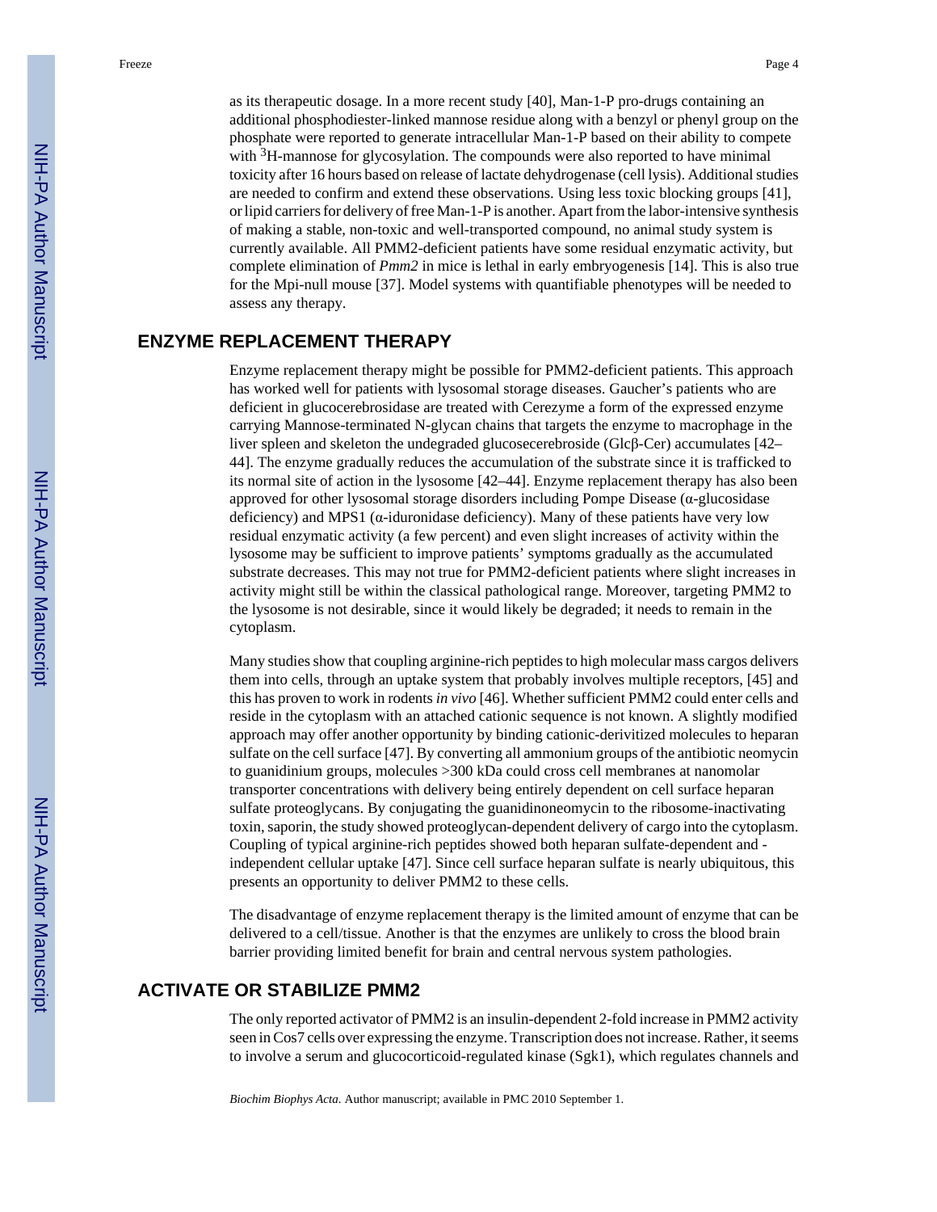as its therapeutic dosage. In a more recent study [40], Man-1-P pro-drugs containing an additional phosphodiester-linked mannose residue along with a benzyl or phenyl group on the phosphate were reported to generate intracellular Man-1-P based on their ability to compete with $^3$H-mannose for glycosylation. The compounds were also reported to have minimal toxicity after 16 hours based on release of lactate dehydrogenase (cell lysis). Additional studies are needed to confirm and extend these observations. Using less toxic blocking groups [41], or lipid carriers for delivery of free Man-1-P is another. Apart from the labor-intensive synthesis of making a stable, non-toxic and well-transported compound, no animal study system is currently available. All PMM2-deficient patients have some residual enzymatic activity, but complete elimination of *Pmm2* in mice is lethal in early embryogenesis [14]. This is also true for the Mpi-null mouse [37]. Model systems with quantifiable phenotypes will be needed to assess any therapy.

## ENZYME REPLACEMENT THERAPY

Enzyme replacement therapy might be possible for PMM2-deficient patients. This approach has worked well for patients with lysosomal storage diseases. Gaucher's patients who are deficient in glucocerebrosidase are treated with Cerezyme a form of the expressed enzyme carrying Mannose-terminated N-glycan chains that targets the enzyme to macrophage in the liver spleen and skeleton the undegraded glucosecerebroside (Glcβ-Cer) accumulates [42–44]. The enzyme gradually reduces the accumulation of the substrate since it is trafficked to its normal site of action in the lysosome [42–44]. Enzyme replacement therapy has also been approved for other lysosomal storage disorders including Pompe Disease (α-glucosidase deficiency) and MPS1 (α-iduronidase deficiency). Many of these patients have very low residual enzymatic activity (a few percent) and even slight increases of activity within the lysosome may be sufficient to improve patients' symptoms gradually as the accumulated substrate decreases. This may not true for PMM2-deficient patients where slight increases in activity might still be within the classical pathological range. Moreover, targeting PMM2 to the lysosome is not desirable, since it would likely be degraded; it needs to remain in the cytoplasm.

Many studies show that coupling arginine-rich peptides to high molecular mass cargos delivers them into cells, through an uptake system that probably involves multiple receptors, [45] and this has proven to work in rodents *in vivo* [46]. Whether sufficient PMM2 could enter cells and reside in the cytoplasm with an attached cationic sequence is not known. A slightly modified approach may offer another opportunity by binding cationic-derivitized molecules to heparan sulfate on the cell surface [47]. By converting all ammonium groups of the antibiotic neomycin to guanidinium groups, molecules >300 kDa could cross cell membranes at nanomolar transporter concentrations with delivery being entirely dependent on cell surface heparan sulfate proteoglycans. By conjugating the guanidinoneomycin to the ribosome-inactivating toxin, saporin, the study showed proteoglycan-dependent delivery of cargo into the cytoplasm. Coupling of typical arginine-rich peptides showed both heparan sulfate-dependent and -independent cellular uptake [47]. Since cell surface heparan sulfate is nearly ubiquitous, this presents an opportunity to deliver PMM2 to these cells.

The disadvantage of enzyme replacement therapy is the limited amount of enzyme that can be delivered to a cell/tissue. Another is that the enzymes are unlikely to cross the blood brain barrier providing limited benefit for brain and central nervous system pathologies.

## ACTIVATE OR STABILIZE PMM2

The only reported activator of PMM2 is an insulin-dependent 2-fold increase in PMM2 activity seen in Cos7 cells over expressing the enzyme. Transcription does not increase. Rather, it seems to involve a serum and glucocorticoid-regulated kinase (Sgk1), which regulates channels and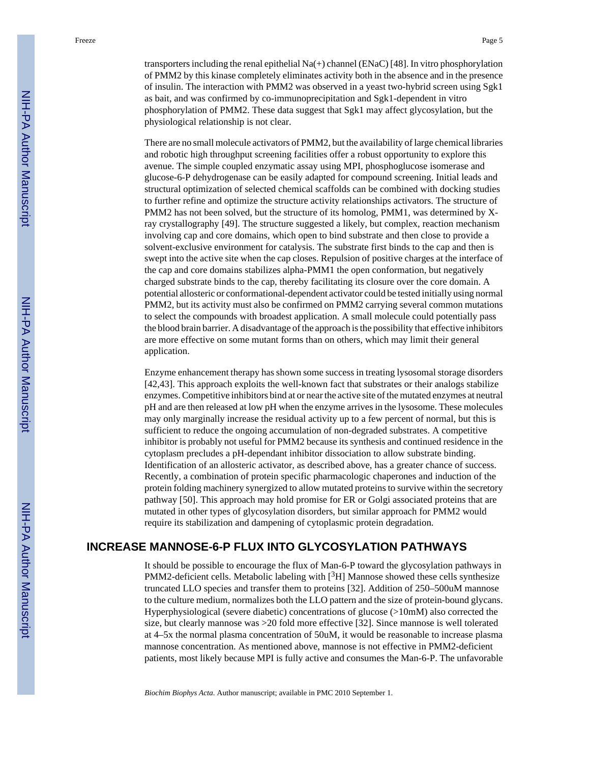transporters including the renal epithelial Na(+) channel (ENaC) [48]. In vitro phosphorylation of PMM2 by this kinase completely eliminates activity both in the absence and in the presence of insulin. The interaction with PMM2 was observed in a yeast two-hybrid screen using Sgk1 as bait, and was confirmed by co-immunoprecipitation and Sgk1-dependent in vitro phosphorylation of PMM2. These data suggest that Sgk1 may affect glycosylation, but the physiological relationship is not clear.

There are no small molecule activators of PMM2, but the availability of large chemical libraries and robotic high throughput screening facilities offer a robust opportunity to explore this avenue. The simple coupled enzymatic assay using MPI, phosphoglucose isomerase and glucose-6-P dehydrogenase can be easily adapted for compound screening. Initial leads and structural optimization of selected chemical scaffolds can be combined with docking studies to further refine and optimize the structure activity relationships activators. The structure of PMM2 has not been solved, but the structure of its homolog, PMM1, was determined by X-ray crystallography [49]. The structure suggested a likely, but complex, reaction mechanism involving cap and core domains, which open to bind substrate and then close to provide a solvent-exclusive environment for catalysis. The substrate first binds to the cap and then is swept into the active site when the cap closes. Repulsion of positive charges at the interface of the cap and core domains stabilizes alpha-PMM1 the open conformation, but negatively charged substrate binds to the cap, thereby facilitating its closure over the core domain. A potential allosteric or conformational-dependent activator could be tested initially using normal PMM2, but its activity must also be confirmed on PMM2 carrying several common mutations to select the compounds with broadest application. A small molecule could potentially pass the blood brain barrier. A disadvantage of the approach is the possibility that effective inhibitors are more effective on some mutant forms than on others, which may limit their general application.

Enzyme enhancement therapy has shown some success in treating lysosomal storage disorders [42,43]. This approach exploits the well-known fact that substrates or their analogs stabilize enzymes. Competitive inhibitors bind at or near the active site of the mutated enzymes at neutral pH and are then released at low pH when the enzyme arrives in the lysosome. These molecules may only marginally increase the residual activity up to a few percent of normal, but this is sufficient to reduce the ongoing accumulation of non-degraded substrates. A competitive inhibitor is probably not useful for PMM2 because its synthesis and continued residence in the cytoplasm precludes a pH-dependant inhibitor dissociation to allow substrate binding. Identification of an allosteric activator, as described above, has a greater chance of success. Recently, a combination of protein specific pharmacologic chaperones and induction of the protein folding machinery synergized to allow mutated proteins to survive within the secretory pathway [50]. This approach may hold promise for ER or Golgi associated proteins that are mutated in other types of glycosylation disorders, but similar approach for PMM2 would require its stabilization and dampening of cytoplasmic protein degradation.

## INCREASE MANNOSE-6-P FLUX INTO GLYCOSYLATION PATHWAYS

It should be possible to encourage the flux of Man-6-P toward the glycosylation pathways in PMM2-deficient cells. Metabolic labeling with [$^3$H] Mannose showed these cells synthesize truncated LLO species and transfer them to proteins [32]. Addition of 250–500uM mannose to the culture medium, normalizes both the LLO pattern and the size of protein-bound glycans. Hyperphysiological (severe diabetic) concentrations of glucose (>10mM) also corrected the size, but clearly mannose was >20 fold more effective [32]. Since mannose is well tolerated at 4–5x the normal plasma concentration of 50uM, it would be reasonable to increase plasma mannose concentration. As mentioned above, mannose is not effective in PMM2-deficient patients, most likely because MPI is fully active and consumes the Man-6-P. The unfavorable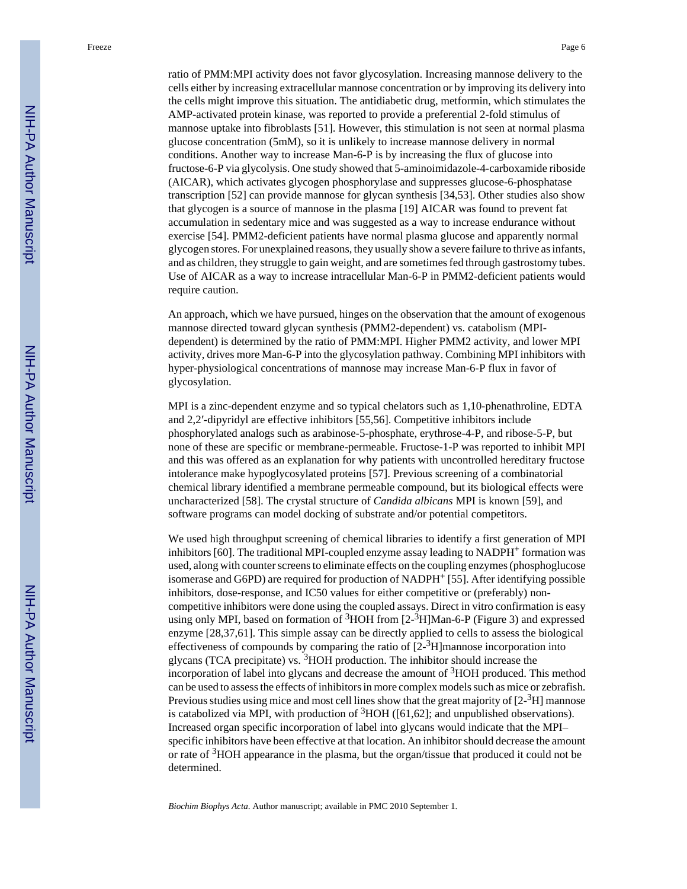ratio of PMM:MPI activity does not favor glycosylation. Increasing mannose delivery to the cells either by increasing extracellular mannose concentration or by improving its delivery into the cells might improve this situation. The antidiabetic drug, metformin, which stimulates the AMP-activated protein kinase, was reported to provide a preferential 2-fold stimulus of mannose uptake into fibroblasts [51]. However, this stimulation is not seen at normal plasma glucose concentration (5mM), so it is unlikely to increase mannose delivery in normal conditions. Another way to increase Man-6-P is by increasing the flux of glucose into fructose-6-P via glycolysis. One study showed that 5-aminoimidazole-4-carboxamide riboside (AICAR), which activates glycogen phosphorylase and suppresses glucose-6-phosphatase transcription [52] can provide mannose for glycan synthesis [34,53]. Other studies also show that glycogen is a source of mannose in the plasma [19] AICAR was found to prevent fat accumulation in sedentary mice and was suggested as a way to increase endurance without exercise [54]. PMM2-deficient patients have normal plasma glucose and apparently normal glycogen stores. For unexplained reasons, they usually show a severe failure to thrive as infants, and as children, they struggle to gain weight, and are sometimes fed through gastrostomy tubes. Use of AICAR as a way to increase intracellular Man-6-P in PMM2-deficient patients would require caution.

An approach, which we have pursued, hinges on the observation that the amount of exogenous mannose directed toward glycan synthesis (PMM2-dependent) vs. catabolism (MPI-dependent) is determined by the ratio of PMM:MPI. Higher PMM2 activity, and lower MPI activity, drives more Man-6-P into the glycosylation pathway. Combining MPI inhibitors with hyper-physiological concentrations of mannose may increase Man-6-P flux in favor of glycosylation.

MPI is a zinc-dependent enzyme and so typical chelators such as 1,10-phenathroline, EDTA and 2,2′-dipyridyl are effective inhibitors [55,56]. Competitive inhibitors include phosphorylated analogs such as arabinose-5-phosphate, erythrose-4-P, and ribose-5-P, but none of these are specific or membrane-permeable. Fructose-1-P was reported to inhibit MPI and this was offered as an explanation for why patients with uncontrolled hereditary fructose intolerance make hypoglycosylated proteins [57]. Previous screening of a combinatorial chemical library identified a membrane permeable compound, but its biological effects were uncharacterized [58]. The crystal structure of *Candida albicans* MPI is known [59], and software programs can model docking of substrate and/or potential competitors.

We used high throughput screening of chemical libraries to identify a first generation of MPI inhibitors [60]. The traditional MPI-coupled enzyme assay leading to $NADPH^+$ formation was used, along with counter screens to eliminate effects on the coupling enzymes (phosphoglucose isomerase and G6PD) are required for production of $NADPH^+$ [55]. After identifying possible inhibitors, dose-response, and IC50 values for either competitive or (preferably) non-competitive inhibitors were done using the coupled assays. Direct in vitro confirmation is easy using only MPI, based on formation of $^3$HOH from [2-$^3$H]Man-6-P (Figure 3) and expressed enzyme [28,37,61]. This simple assay can be directly applied to cells to assess the biological effectiveness of compounds by comparing the ratio of [2-$^3$H]mannose incorporation into glycans (TCA precipitate) vs. $^3$HOH production. The inhibitor should increase the incorporation of label into glycans and decrease the amount of $^3$HOH produced. This method can be used to assess the effects of inhibitors in more complex models such as mice or zebrafish. Previous studies using mice and most cell lines show that the great majority of [2-$^3$H] mannose is catabolized via MPI, with production of $^3$HOH ([61,62]; and unpublished observations). Increased organ specific incorporation of label into glycans would indicate that the MPI–specific inhibitors have been effective at that location. An inhibitor should decrease the amount or rate of $^3$HOH appearance in the plasma, but the organ/tissue that produced it could not be determined.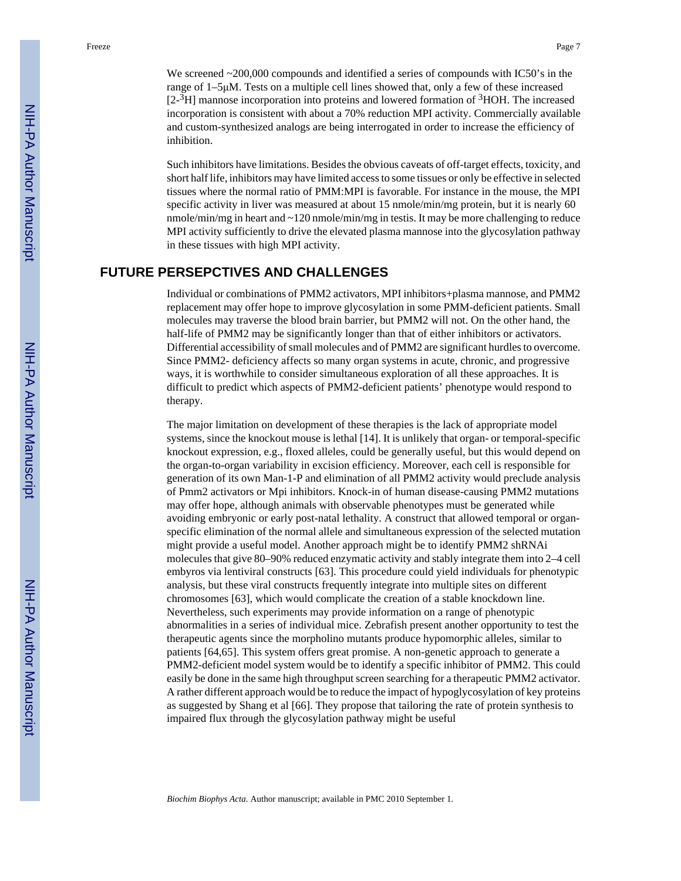We screened ~200,000 compounds and identified a series of compounds with IC50's in the range of 1–5μM. Tests on a multiple cell lines showed that, only a few of these increased [2-$^{3}$H] mannose incorporation into proteins and lowered formation of $^{3}$HOH. The increased incorporation is consistent with about a 70% reduction MPI activity. Commercially available and custom-synthesized analogs are being interrogated in order to increase the efficiency of inhibition.

Such inhibitors have limitations. Besides the obvious caveats of off-target effects, toxicity, and short half life, inhibitors may have limited access to some tissues or only be effective in selected tissues where the normal ratio of PMM:MPI is favorable. For instance in the mouse, the MPI specific activity in liver was measured at about 15 nmole/min/mg protein, but it is nearly 60 nmole/min/mg in heart and ~120 nmole/min/mg in testis. It may be more challenging to reduce MPI activity sufficiently to drive the elevated plasma mannose into the glycosylation pathway in these tissues with high MPI activity.

## FUTURE PERSEPCTIVES AND CHALLENGES

Individual or combinations of PMM2 activators, MPI inhibitors+plasma mannose, and PMM2 replacement may offer hope to improve glycosylation in some PMM-deficient patients. Small molecules may traverse the blood brain barrier, but PMM2 will not. On the other hand, the half-life of PMM2 may be significantly longer than that of either inhibitors or activators. Differential accessibility of small molecules and of PMM2 are significant hurdles to overcome. Since PMM2- deficiency affects so many organ systems in acute, chronic, and progressive ways, it is worthwhile to consider simultaneous exploration of all these approaches. It is difficult to predict which aspects of PMM2-deficient patients' phenotype would respond to therapy.

The major limitation on development of these therapies is the lack of appropriate model systems, since the knockout mouse is lethal [14]. It is unlikely that organ- or temporal-specific knockout expression, e.g., floxed alleles, could be generally useful, but this would depend on the organ-to-organ variability in excision efficiency. Moreover, each cell is responsible for generation of its own Man-1-P and elimination of all PMM2 activity would preclude analysis of Pmm2 activators or Mpi inhibitors. Knock-in of human disease-causing PMM2 mutations may offer hope, although animals with observable phenotypes must be generated while avoiding embryonic or early post-natal lethality. A construct that allowed temporal or organ-specific elimination of the normal allele and simultaneous expression of the selected mutation might provide a useful model. Another approach might be to identify PMM2 shRNAi molecules that give 80–90% reduced enzymatic activity and stably integrate them into 2–4 cell embyros via lentiviral constructs [63]. This procedure could yield individuals for phenotypic analysis, but these viral constructs frequently integrate into multiple sites on different chromosomes [63], which would complicate the creation of a stable knockdown line. Nevertheless, such experiments may provide information on a range of phenotypic abnormalities in a series of individual mice. Zebrafish present another opportunity to test the therapeutic agents since the morpholino mutants produce hypomorphic alleles, similar to patients [64,65]. This system offers great promise. A non-genetic approach to generate a PMM2-deficient model system would be to identify a specific inhibitor of PMM2. This could easily be done in the same high throughput screen searching for a therapeutic PMM2 activator. A rather different approach would be to reduce the impact of hypoglycosylation of key proteins as suggested by Shang et al [66]. They propose that tailoring the rate of protein synthesis to impaired flux through the glycosylation pathway might be useful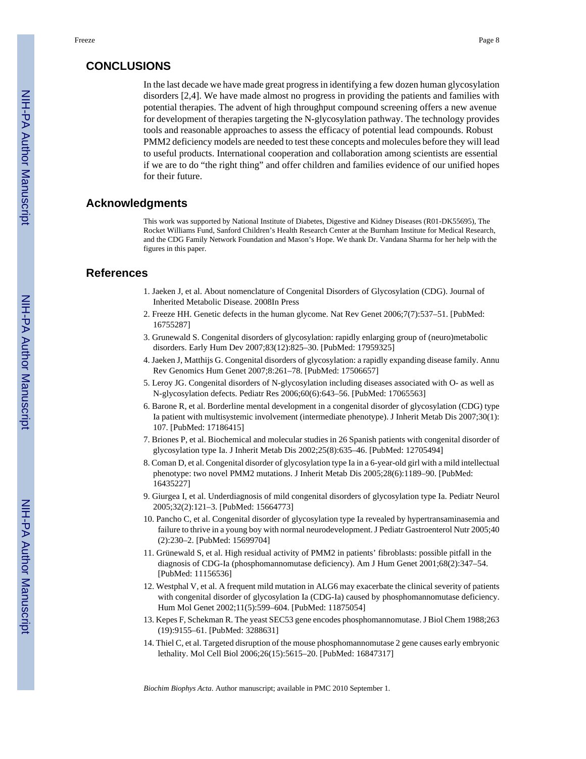## CONCLUSIONS

In the last decade we have made great progress in identifying a few dozen human glycosylation disorders [2,4]. We have made almost no progress in providing the patients and families with potential therapies. The advent of high throughput compound screening offers a new avenue for development of therapies targeting the N-glycosylation pathway. The technology provides tools and reasonable approaches to assess the efficacy of potential lead compounds. Robust PMM2 deficiency models are needed to test these concepts and molecules before they will lead to useful products. International cooperation and collaboration among scientists are essential if we are to do "the right thing" and offer children and families evidence of our unified hopes for their future.

## Acknowledgments

This work was supported by National Institute of Diabetes, Digestive and Kidney Diseases (R01-DK55695), The Rocket Williams Fund, Sanford Children's Health Research Center at the Burnham Institute for Medical Research, and the CDG Family Network Foundation and Mason's Hope. We thank Dr. Vandana Sharma for her help with the figures in this paper.

## References

1. Jaeken J, et al. About nomenclature of Congenital Disorders of Glycosylation (CDG). Journal of Inherited Metabolic Disease. 2008In Press
2. Freeze HH. Genetic defects in the human glycome. Nat Rev Genet 2006;7(7):537–51. [PubMed: 16755287]
3. Grunewald S. Congenital disorders of glycosylation: rapidly enlarging group of (neuro)metabolic disorders. Early Hum Dev 2007;83(12):825–30. [PubMed: 17959325]
4. Jaeken J, Matthijs G. Congenital disorders of glycosylation: a rapidly expanding disease family. Annu Rev Genomics Hum Genet 2007;8:261–78. [PubMed: 17506657]
5. Leroy JG. Congenital disorders of N-glycosylation including diseases associated with O- as well as N-glycosylation defects. Pediatr Res 2006;60(6):643–56. [PubMed: 17065563]
6. Barone R, et al. Borderline mental development in a congenital disorder of glycosylation (CDG) type Ia patient with multisystemic involvement (intermediate phenotype). J Inherit Metab Dis 2007;30(1):107. [PubMed: 17186415]
7. Briones P, et al. Biochemical and molecular studies in 26 Spanish patients with congenital disorder of glycosylation type Ia. J Inherit Metab Dis 2002;25(8):635–46. [PubMed: 12705494]
8. Coman D, et al. Congenital disorder of glycosylation type Ia in a 6-year-old girl with a mild intellectual phenotype: two novel PMM2 mutations. J Inherit Metab Dis 2005;28(6):1189–90. [PubMed: 16435227]
9. Giurgea I, et al. Underdiagnosis of mild congenital disorders of glycosylation type Ia. Pediatr Neurol 2005;32(2):121–3. [PubMed: 15664773]
10. Pancho C, et al. Congenital disorder of glycosylation type Ia revealed by hypertransaminasemia and failure to thrive in a young boy with normal neurodevelopment. J Pediatr Gastroenterol Nutr 2005;40(2):230–2. [PubMed: 15699704]
11. Grünewald S, et al. High residual activity of PMM2 in patients' fibroblasts: possible pitfall in the diagnosis of CDG-Ia (phosphomannomutase deficiency). Am J Hum Genet 2001;68(2):347–54. [PubMed: 11156536]
12. Westphal V, et al. A frequent mild mutation in ALG6 may exacerbate the clinical severity of patients with congenital disorder of glycosylation Ia (CDG-Ia) caused by phosphomannomutase deficiency. Hum Mol Genet 2002;11(5):599–604. [PubMed: 11875054]
13. Kepes F, Schekman R. The yeast SEC53 gene encodes phosphomannomutase. J Biol Chem 1988;263(19):9155–61. [PubMed: 3288631]
14. Thiel C, et al. Targeted disruption of the mouse phosphomannomutase 2 gene causes early embryonic lethality. Mol Cell Biol 2006;26(15):5615–20. [PubMed: 16847317]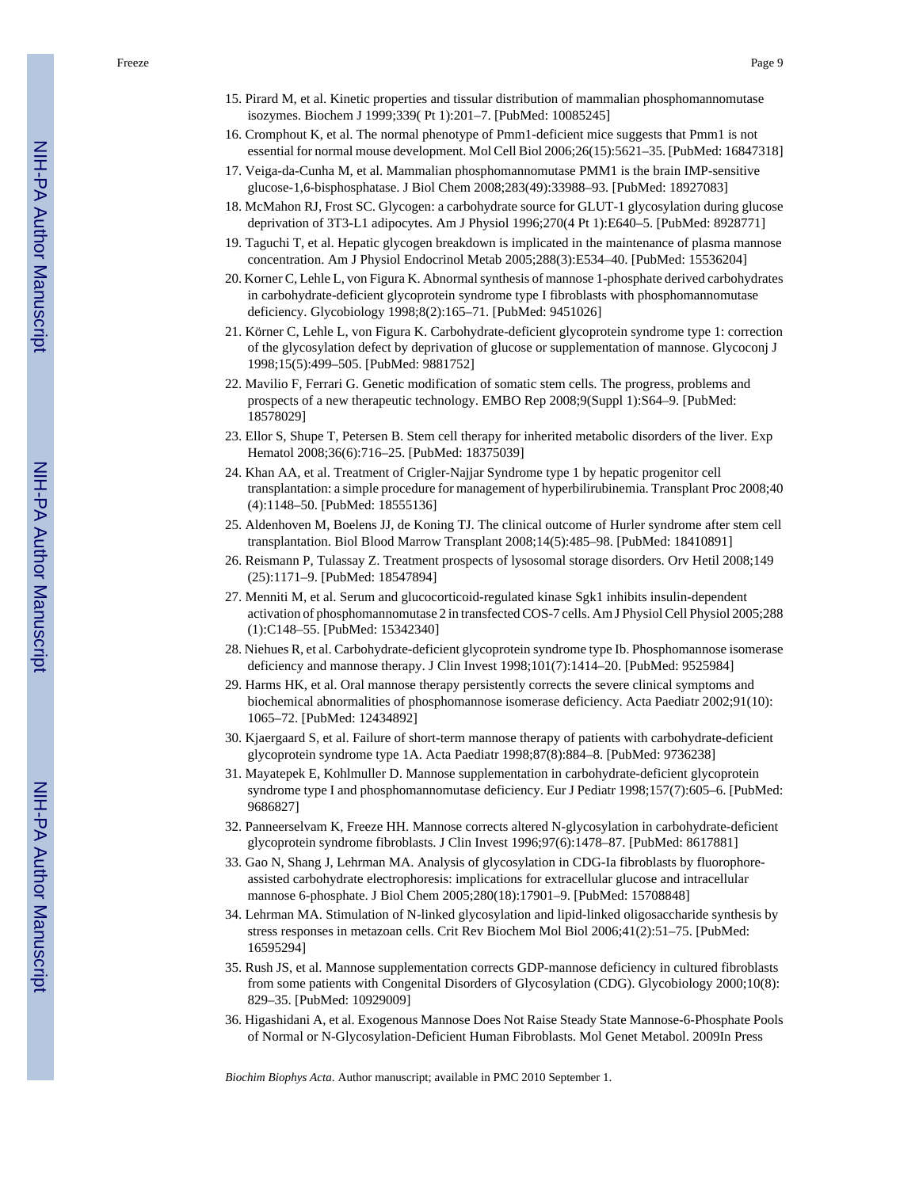15. Pirard M, et al. Kinetic properties and tissular distribution of mammalian phosphomannomutase isozymes. Biochem J 1999;339( Pt 1):201–7. [PubMed: 10085245]
16. Cromphout K, et al. The normal phenotype of Pmm1-deficient mice suggests that Pmm1 is not essential for normal mouse development. Mol Cell Biol 2006;26(15):5621–35. [PubMed: 16847318]
17. Veiga-da-Cunha M, et al. Mammalian phosphomannomutase PMM1 is the brain IMP-sensitive glucose-1,6-bisphosphatase. J Biol Chem 2008;283(49):33988–93. [PubMed: 18927083]
18. McMahon RJ, Frost SC. Glycogen: a carbohydrate source for GLUT-1 glycosylation during glucose deprivation of 3T3-L1 adipocytes. Am J Physiol 1996;270(4 Pt 1):E640–5. [PubMed: 8928771]
19. Taguchi T, et al. Hepatic glycogen breakdown is implicated in the maintenance of plasma mannose concentration. Am J Physiol Endocrinol Metab 2005;288(3):E534–40. [PubMed: 15536204]
20. Korner C, Lehle L, von Figura K. Abnormal synthesis of mannose 1-phosphate derived carbohydrates in carbohydrate-deficient glycoprotein syndrome type I fibroblasts with phosphomannomutase deficiency. Glycobiology 1998;8(2):165–71. [PubMed: 9451026]
21. Körner C, Lehle L, von Figura K. Carbohydrate-deficient glycoprotein syndrome type 1: correction of the glycosylation defect by deprivation of glucose or supplementation of mannose. Glycoconj J 1998;15(5):499–505. [PubMed: 9881752]
22. Mavilio F, Ferrari G. Genetic modification of somatic stem cells. The progress, problems and prospects of a new therapeutic technology. EMBO Rep 2008;9(Suppl 1):S64–9. [PubMed: 18578029]
23. Ellor S, Shupe T, Petersen B. Stem cell therapy for inherited metabolic disorders of the liver. Exp Hematol 2008;36(6):716–25. [PubMed: 18375039]
24. Khan AA, et al. Treatment of Crigler-Najjar Syndrome type 1 by hepatic progenitor cell transplantation: a simple procedure for management of hyperbilirubinemia. Transplant Proc 2008;40 (4):1148–50. [PubMed: 18555136]
25. Aldenhoven M, Boelens JJ, de Koning TJ. The clinical outcome of Hurler syndrome after stem cell transplantation. Biol Blood Marrow Transplant 2008;14(5):485–98. [PubMed: 18410891]
26. Reismann P, Tulassay Z. Treatment prospects of lysosomal storage disorders. Orv Hetil 2008;149 (25):1171–9. [PubMed: 18547894]
27. Menniti M, et al. Serum and glucocorticoid-regulated kinase Sgk1 inhibits insulin-dependent activation of phosphomannomutase 2 in transfected COS-7 cells. Am J Physiol Cell Physiol 2005;288 (1):C148–55. [PubMed: 15342340]
28. Niehues R, et al. Carbohydrate-deficient glycoprotein syndrome type Ib. Phosphomannose isomerase deficiency and mannose therapy. J Clin Invest 1998;101(7):1414–20. [PubMed: 9525984]
29. Harms HK, et al. Oral mannose therapy persistently corrects the severe clinical symptoms and biochemical abnormalities of phosphomannose isomerase deficiency. Acta Paediatr 2002;91(10): 1065–72. [PubMed: 12434892]
30. Kjaergaard S, et al. Failure of short-term mannose therapy of patients with carbohydrate-deficient glycoprotein syndrome type 1A. Acta Paediatr 1998;87(8):884–8. [PubMed: 9736238]
31. Mayatepek E, Kohlmuller D. Mannose supplementation in carbohydrate-deficient glycoprotein syndrome type I and phosphomannomutase deficiency. Eur J Pediatr 1998;157(7):605–6. [PubMed: 9686827]
32. Panneerselvam K, Freeze HH. Mannose corrects altered N-glycosylation in carbohydrate-deficient glycoprotein syndrome fibroblasts. J Clin Invest 1996;97(6):1478–87. [PubMed: 8617881]
33. Gao N, Shang J, Lehrman MA. Analysis of glycosylation in CDG-Ia fibroblasts by fluorophore-assisted carbohydrate electrophoresis: implications for extracellular glucose and intracellular mannose 6-phosphate. J Biol Chem 2005;280(18):17901–9. [PubMed: 15708848]
34. Lehrman MA. Stimulation of N-linked glycosylation and lipid-linked oligosaccharide synthesis by stress responses in metazoan cells. Crit Rev Biochem Mol Biol 2006;41(2):51–75. [PubMed: 16595294]
35. Rush JS, et al. Mannose supplementation corrects GDP-mannose deficiency in cultured fibroblasts from some patients with Congenital Disorders of Glycosylation (CDG). Glycobiology 2000;10(8): 829–35. [PubMed: 10929009]
36. Higashidani A, et al. Exogenous Mannose Does Not Raise Steady State Mannose-6-Phosphate Pools of Normal or N-Glycosylation-Deficient Human Fibroblasts. Mol Genet Metabol. 2009In Press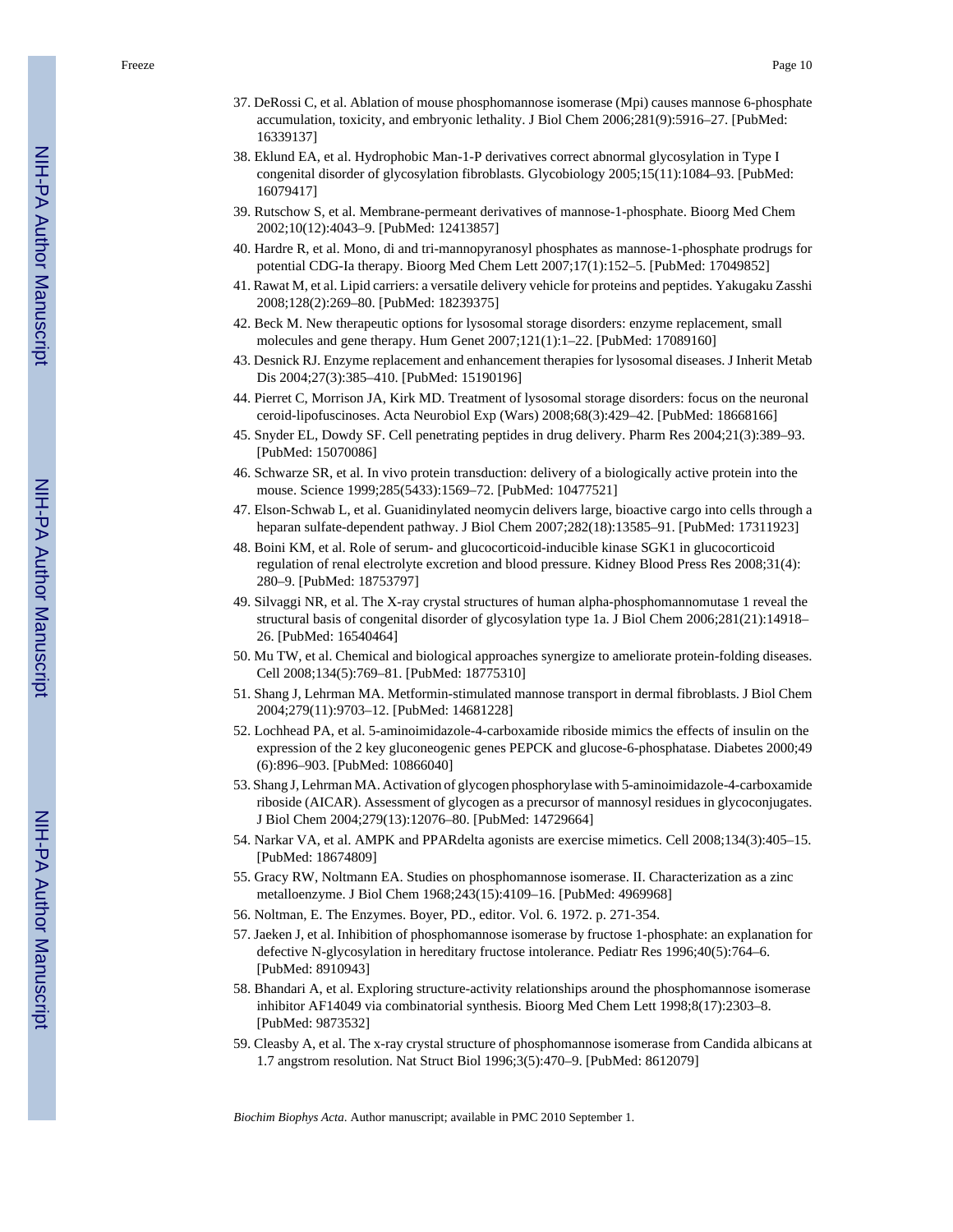37. DeRossi C, et al. Ablation of mouse phosphomannose isomerase (Mpi) causes mannose 6-phosphate accumulation, toxicity, and embryonic lethality. J Biol Chem 2006;281(9):5916–27. [PubMed: 16339137]
38. Eklund EA, et al. Hydrophobic Man-1-P derivatives correct abnormal glycosylation in Type I congenital disorder of glycosylation fibroblasts. Glycobiology 2005;15(11):1084–93. [PubMed: 16079417]
39. Rutschow S, et al. Membrane-permeant derivatives of mannose-1-phosphate. Bioorg Med Chem 2002;10(12):4043–9. [PubMed: 12413857]
40. Hardre R, et al. Mono, di and tri-mannopyranosyl phosphates as mannose-1-phosphate prodrugs for potential CDG-Ia therapy. Bioorg Med Chem Lett 2007;17(1):152–5. [PubMed: 17049852]
41. Rawat M, et al. Lipid carriers: a versatile delivery vehicle for proteins and peptides. Yakugaku Zasshi 2008;128(2):269–80. [PubMed: 18239375]
42. Beck M. New therapeutic options for lysosomal storage disorders: enzyme replacement, small molecules and gene therapy. Hum Genet 2007;121(1):1–22. [PubMed: 17089160]
43. Desnick RJ. Enzyme replacement and enhancement therapies for lysosomal diseases. J Inherit Metab Dis 2004;27(3):385–410. [PubMed: 15190196]
44. Pierret C, Morrison JA, Kirk MD. Treatment of lysosomal storage disorders: focus on the neuronal ceroid-lipofuscinoses. Acta Neurobiol Exp (Wars) 2008;68(3):429–42. [PubMed: 18668166]
45. Snyder EL, Dowdy SF. Cell penetrating peptides in drug delivery. Pharm Res 2004;21(3):389–93. [PubMed: 15070086]
46. Schwarze SR, et al. In vivo protein transduction: delivery of a biologically active protein into the mouse. Science 1999;285(5433):1569–72. [PubMed: 10477521]
47. Elson-Schwab L, et al. Guanidinylated neomycin delivers large, bioactive cargo into cells through a heparan sulfate-dependent pathway. J Biol Chem 2007;282(18):13585–91. [PubMed: 17311923]
48. Boini KM, et al. Role of serum- and glucocorticoid-inducible kinase SGK1 in glucocorticoid regulation of renal electrolyte excretion and blood pressure. Kidney Blood Press Res 2008;31(4): 280–9. [PubMed: 18753797]
49. Silvaggi NR, et al. The X-ray crystal structures of human alpha-phosphomannomutase 1 reveal the structural basis of congenital disorder of glycosylation type 1a. J Biol Chem 2006;281(21):14918–26. [PubMed: 16540464]
50. Mu TW, et al. Chemical and biological approaches synergize to ameliorate protein-folding diseases. Cell 2008;134(5):769–81. [PubMed: 18775310]
51. Shang J, Lehrman MA. Metformin-stimulated mannose transport in dermal fibroblasts. J Biol Chem 2004;279(11):9703–12. [PubMed: 14681228]
52. Lochhead PA, et al. 5-aminoimidazole-4-carboxamide riboside mimics the effects of insulin on the expression of the 2 key gluconeogenic genes PEPCK and glucose-6-phosphatase. Diabetes 2000;49 (6):896–903. [PubMed: 10866040]
53. Shang J, Lehrman MA. Activation of glycogen phosphorylase with 5-aminoimidazole-4-carboxamide riboside (AICAR). Assessment of glycogen as a precursor of mannosyl residues in glycoconjugates. J Biol Chem 2004;279(13):12076–80. [PubMed: 14729664]
54. Narkar VA, et al. AMPK and PPARdelta agonists are exercise mimetics. Cell 2008;134(3):405–15. [PubMed: 18674809]
55. Gracy RW, Noltmann EA. Studies on phosphomannose isomerase. II. Characterization as a zinc metalloenzyme. J Biol Chem 1968;243(15):4109–16. [PubMed: 4969968]
56. Noltman, E. The Enzymes. Boyer, PD., editor. Vol. 6. 1972. p. 271-354.
57. Jaeken J, et al. Inhibition of phosphomannose isomerase by fructose 1-phosphate: an explanation for defective N-glycosylation in hereditary fructose intolerance. Pediatr Res 1996;40(5):764–6. [PubMed: 8910943]
58. Bhandari A, et al. Exploring structure-activity relationships around the phosphomannose isomerase inhibitor AF14049 via combinatorial synthesis. Bioorg Med Chem Lett 1998;8(17):2303–8. [PubMed: 9873532]
59. Cleasby A, et al. The x-ray crystal structure of phosphomannose isomerase from Candida albicans at 1.7 angstrom resolution. Nat Struct Biol 1996;3(5):470–9. [PubMed: 8612079]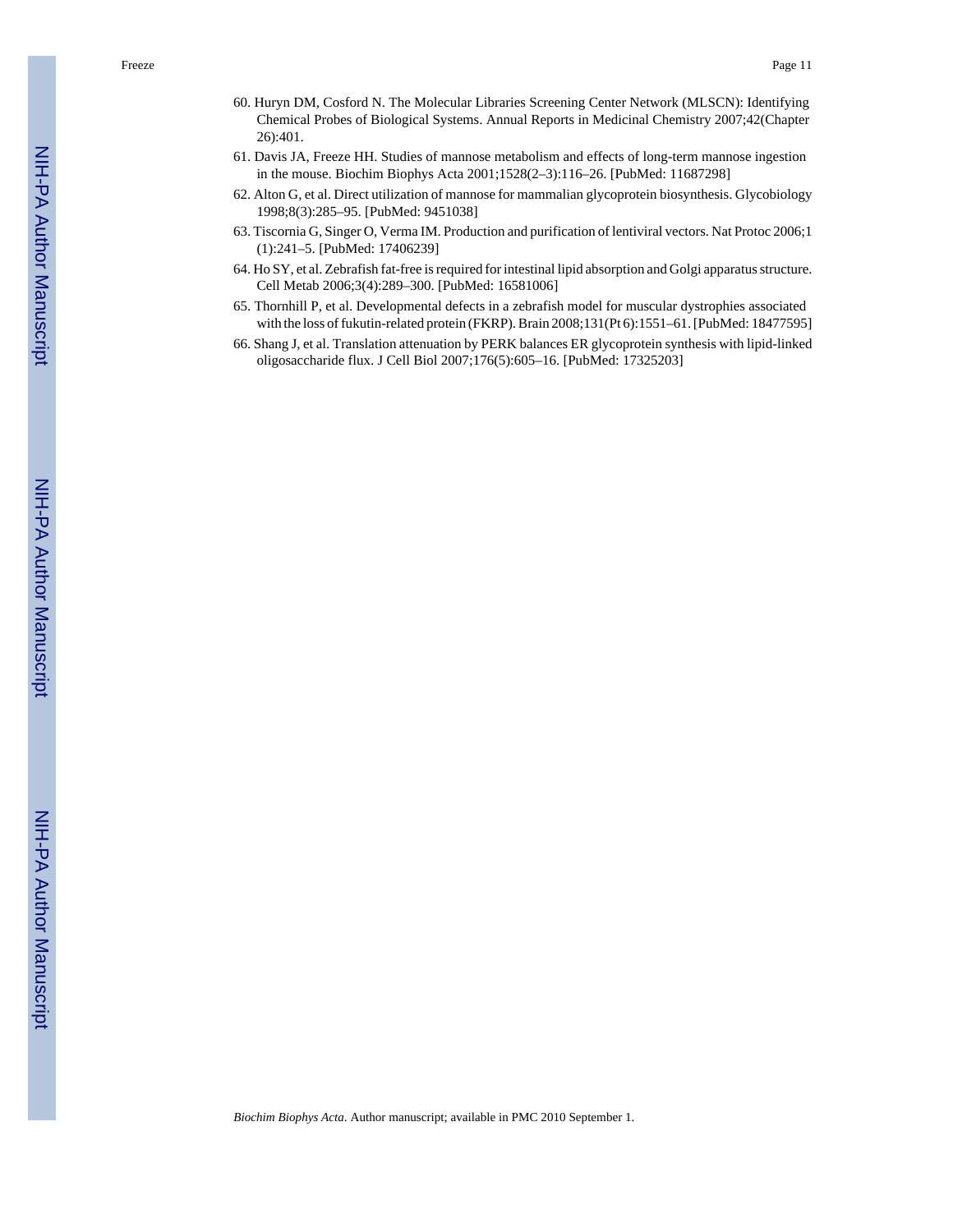60. Huryn DM, Cosford N. The Molecular Libraries Screening Center Network (MLSCN): Identifying Chemical Probes of Biological Systems. Annual Reports in Medicinal Chemistry 2007;42(Chapter 26):401.
61. Davis JA, Freeze HH. Studies of mannose metabolism and effects of long-term mannose ingestion in the mouse. Biochim Biophys Acta 2001;1528(2–3):116–26. [PubMed: 11687298]
62. Alton G, et al. Direct utilization of mannose for mammalian glycoprotein biosynthesis. Glycobiology 1998;8(3):285–95. [PubMed: 9451038]
63. Tiscornia G, Singer O, Verma IM. Production and purification of lentiviral vectors. Nat Protoc 2006;1 (1):241–5. [PubMed: 17406239]
64. Ho SY, et al. Zebrafish fat-free is required for intestinal lipid absorption and Golgi apparatus structure. Cell Metab 2006;3(4):289–300. [PubMed: 16581006]
65. Thornhill P, et al. Developmental defects in a zebrafish model for muscular dystrophies associated with the loss of fukutin-related protein (FKRP). Brain 2008;131(Pt 6):1551–61. [PubMed: 18477595]
66. Shang J, et al. Translation attenuation by PERK balances ER glycoprotein synthesis with lipid-linked oligosaccharide flux. J Cell Biol 2007;176(5):605–16. [PubMed: 17325203]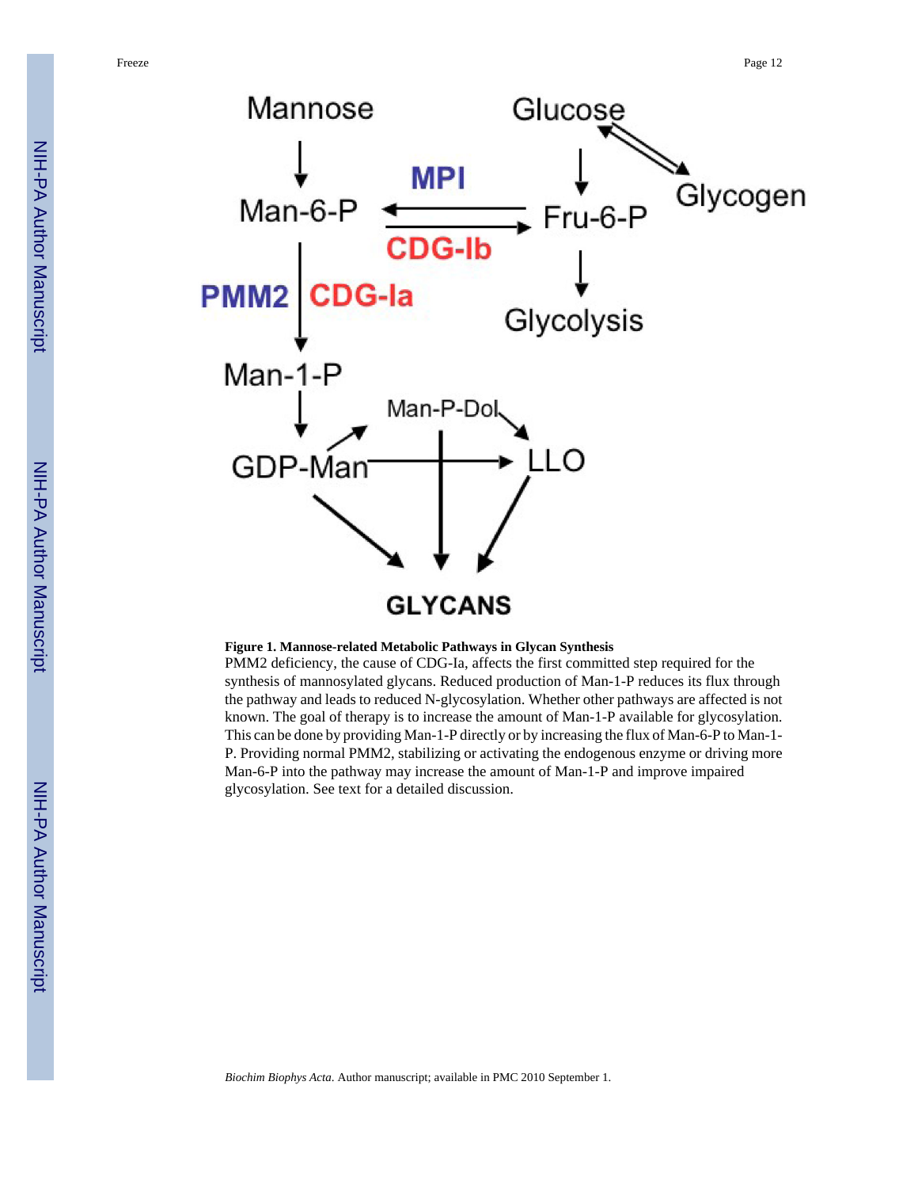**Figure 1. Mannose-related Metabolic Pathways in Glycan Synthesis**

PMM2 deficiency, the cause of CDG-Ia, affects the first committed step required for the synthesis of mannosylated glycans. Reduced production of Man-1-P reduces its flux through the pathway and leads to reduced N-glycosylation. Whether other pathways are affected is not known. The goal of therapy is to increase the amount of Man-1-P available for glycosylation. This can be done by providing Man-1-P directly or by increasing the flux of Man-6-P to Man-1-P. Providing normal PMM2, stabilizing or activating the endogenous enzyme or driving more Man-6-P into the pathway may increase the amount of Man-1-P and improve impaired glycosylation. See text for a detailed discussion.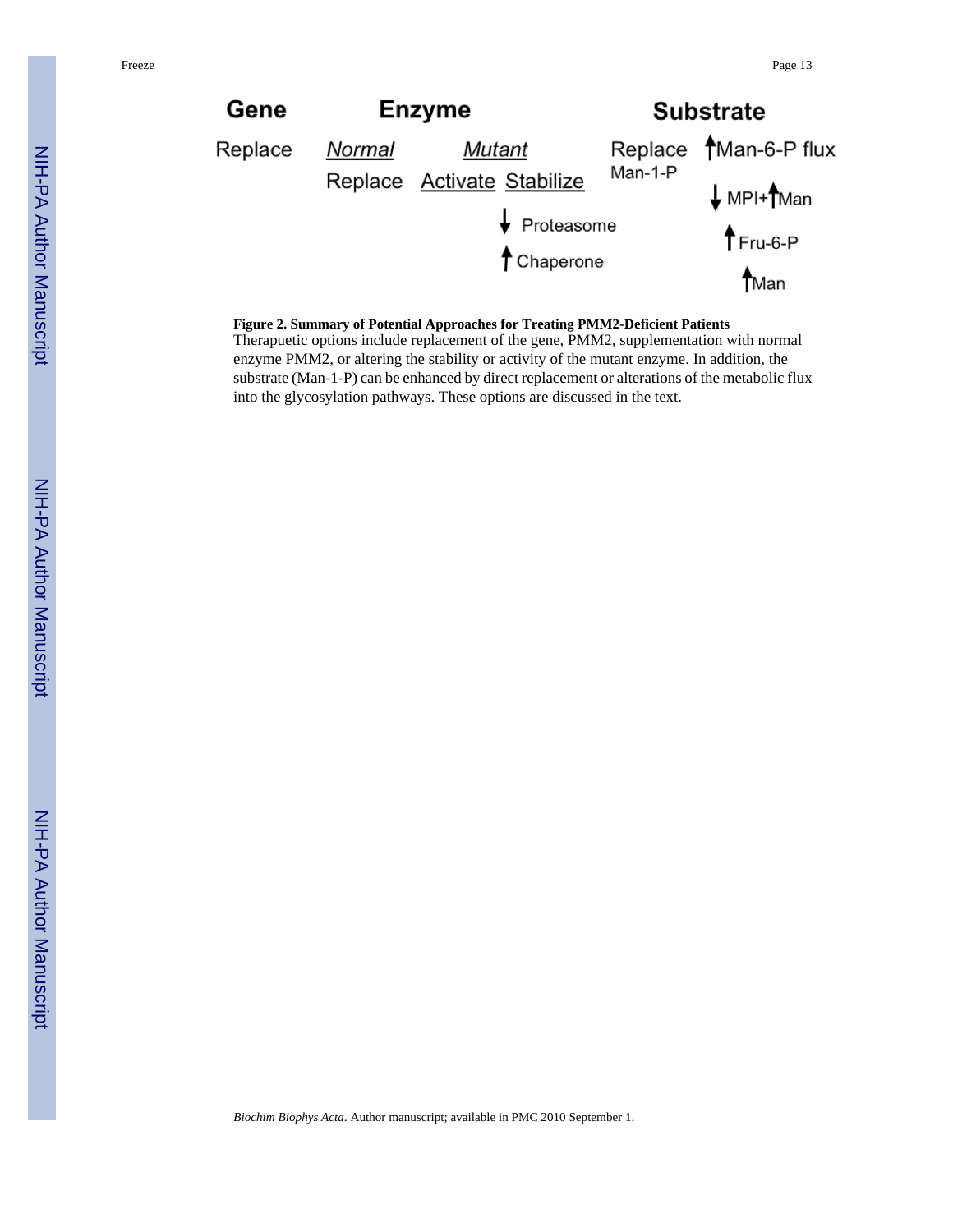| Gene | Enzyme | | | Substrate | |
|---|---|---|---|---|---|
| Replace | *Normal* | *Mutant* | | Replace Man-1-P | ↑Man-6-P flux |
| | Replace | Activate | Stabilize | | ↓MPI+↑Man |
| | | | ↓ Proteasome | | ↑Fru-6-P |
| | | | ↑ Chaperone | | ↑Man |

**Figure 2. Summary of Potential Approaches for Treating PMM2-Deficient Patients**

Therapuetic options include replacement of the gene, PMM2, supplementation with normal enzyme PMM2, or altering the stability or activity of the mutant enzyme. In addition, the substrate (Man-1-P) can be enhanced by direct replacement or alterations of the metabolic flux into the glycosylation pathways. These options are discussed in the text.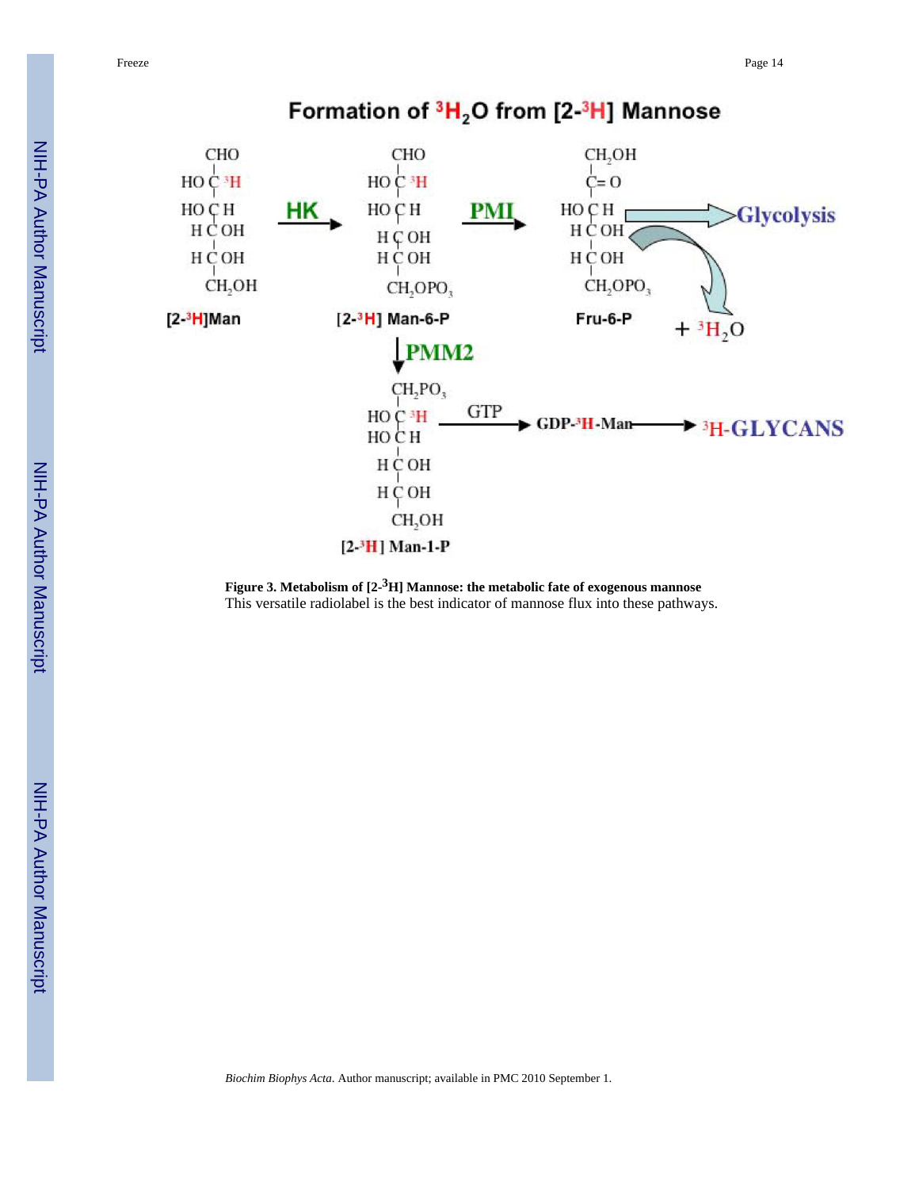## Formation of $^3H_2O$ from [2-$^3$H] Mannose

HK: [2-$^3$H]Man → [2-$^3$H] Man-6-P

PMI: [2-$^3$H] Man-6-P → Fru-6-P → Glycolysis + $^3H_2O$

PMM2: [2-$^3$H] Man-6-P → [2-$^3$H] Man-1-P

GTP: [2-$^3$H] Man-1-P → GDP-$^3$H-Man → $^3$H-GLYCANS

**Figure 3. Metabolism of [2-$^3$H] Mannose: the metabolic fate of exogenous mannose**

This versatile radiolabel is the best indicator of mannose flux into these pathways.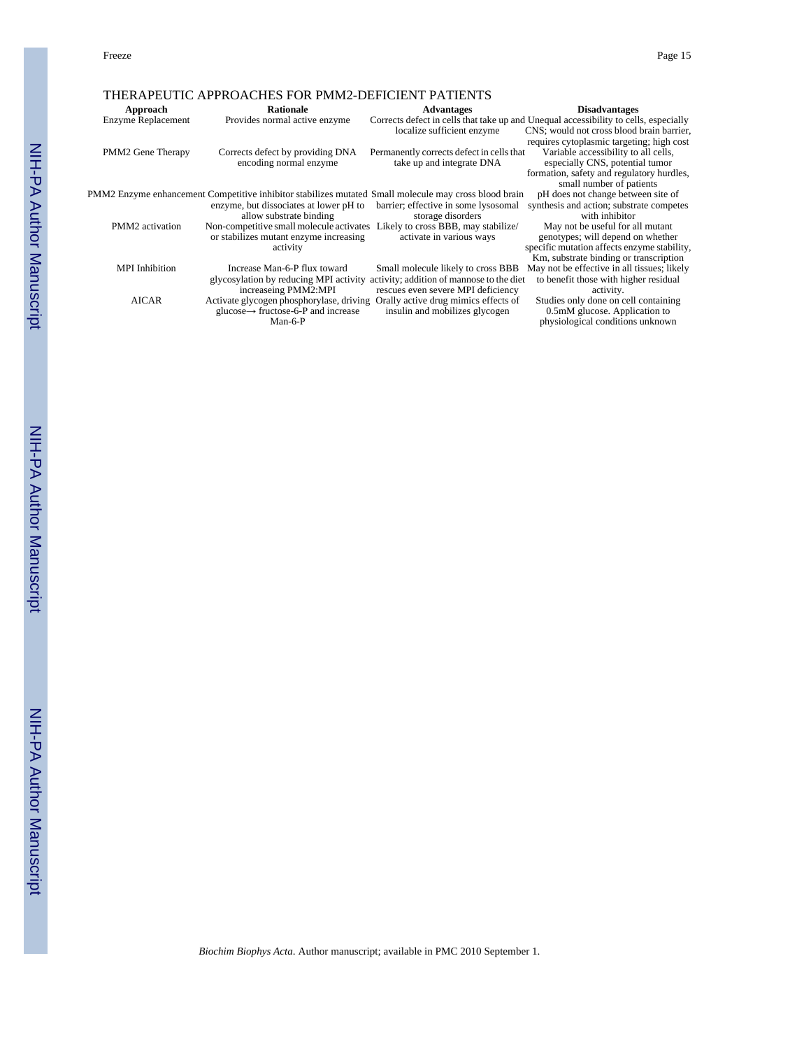THERAPEUTIC APPROACHES FOR PMM2-DEFICIENT PATIENTS

| Approach | Rationale | Advantages | Disadvantages |
|---|---|---|---|
| Enzyme Replacement | Provides normal active enzyme | Corrects defect in cells that take up and localize sufficient enzyme | Unequal accessibility to cells, especially CNS; would not cross blood brain barrier, requires cytoplasmic targeting; high cost |
| PMM2 Gene Therapy | Corrects defect by providing DNA encoding normal enzyme | Permanently corrects defect in cells that take up and integrate DNA | Variable accessibility to all cells, especially CNS, potential tumor formation, safety and regulatory hurdles, small number of patients |
| PMM2 Enzyme enhancement | Competitive inhibitor stabilizes mutated enzyme, but dissociates at lower pH to allow substrate binding | Small molecule may cross blood brain barrier; effective in some lysosomal storage disorders | pH does not change between site of synthesis and action; substrate competes with inhibitor |
| PMM2 activation | Non-competitive small molecule activates or stabilizes mutant enzyme increasing activity | Likely to cross BBB, may stabilize/ activate in various ways | May not be useful for all mutant genotypes; will depend on whether specific mutation affects enzyme stability, Km, substrate binding or transcription |
| MPI Inhibition | Increase Man-6-P flux toward glycosylation by reducing MPI activity increaseing PMM2:MPI | Small molecule likely to cross BBB activity; addition of mannose to the diet rescues even severe MPI deficiency | May not be effective in all tissues; likely to benefit those with higher residual activity. |
| AICAR | Activate glycogen phosphorylase, driving glucose→ fructose-6-P and increase Man-6-P | Orally active drug mimics effects of insulin and mobilizes glycogen | Studies only done on cell containing 0.5mM glucose. Application to physiological conditions unknown |